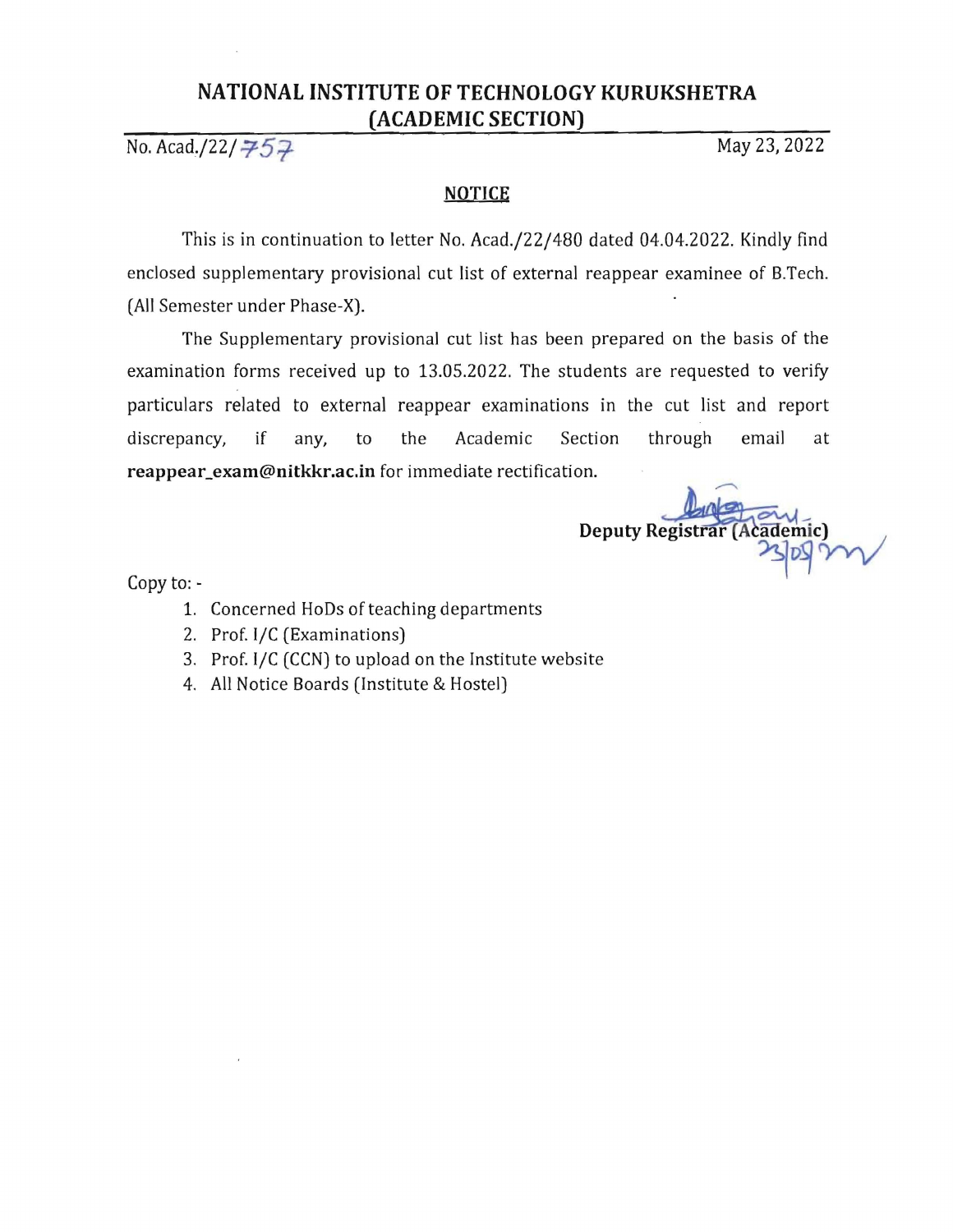# NATIONAL INSTITUTE OF TECHNOLOGY KURUKSHETRA
## (ACADEMIC SECTION)

No. Acad./22/757 May 23, 2022

**NOTICE**

This is in continuation to letter No. Acad./22/480 dated 04.04.2022. Kindly find enclosed supplementary provisional cut list of external reappear examinee of B.Tech. (All Semester under Phase-X).

The Supplementary provisional cut list has been prepared on the basis of the examination forms received up to 13.05.2022. The students are requested to verify particulars related to external reappear examinations in the cut list and report discrepancy, if any, to the Academic Section through email at **reappear_exam@nitkkr.ac.in** for immediate rectification.

**Deputy Registrar (Academic)**
23/05/22

Copy to: -

1. Concerned HoDs of teaching departments
2. Prof. I/C (Examinations)
3. Prof. I/C (CCN) to upload on the Institute website
4. All Notice Boards (Institute & Hostel)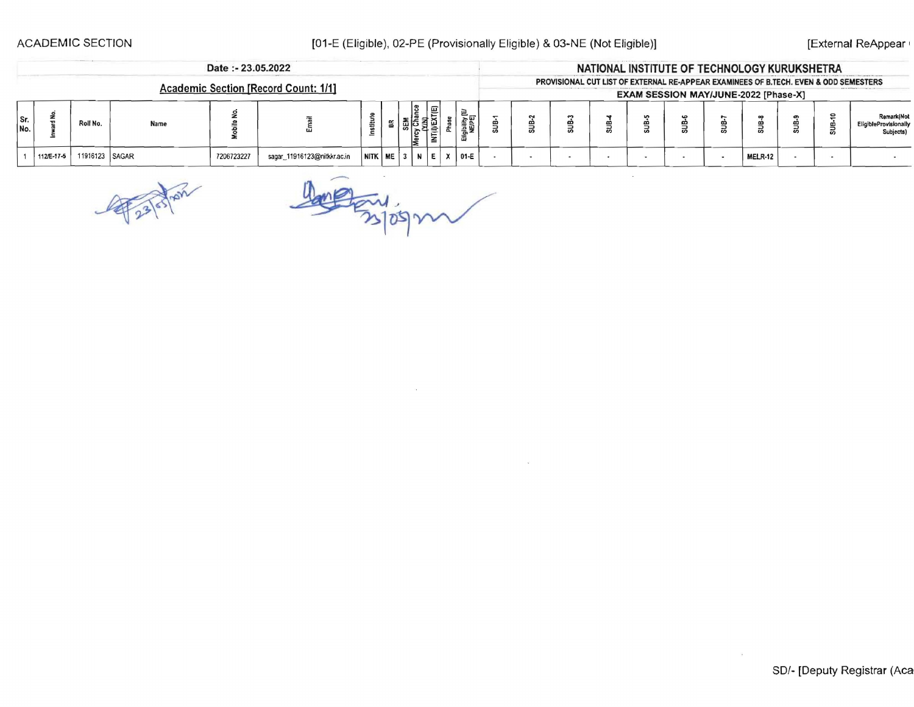ACADEMIC SECTION

[01-E (Eligible), 02-PE (Provisionally Eligible) & 03-NE (Not Eligible)]

[External ReAppear

Date :- 23.05.2022

**Academic Section [Record Count: 1/1]**

## NATIONAL INSTITUTE OF TECHNOLOGY KURUKSHETRA

**PROVISIONAL CUT LIST OF EXTERNAL RE-APPEAR EXAMINEES OF B.TECH. EVEN & ODD SEMESTERS**

**EXAM SESSION MAY/JUNE-2022 [Phase-X]**

| Sr. No. | Inward No. | Roll No. | Name | Mobile No. | Email | Institute | BR | SEM | Mercy Chance (Y/N) | INT(I)/EXT(E) | Phase | Eligibility [E/NE/PE] | SUB-1 | SUB-2 | SUB-3 | SUB-4 | SUB-5 | SUB-6 | SUB-7 | SUB-8 | SUB-9 | SUB-10 | Remark(Not Eligible Provisionally Subjects) |
|---|---|---|---|---|---|---|---|---|---|---|---|---|---|---|---|---|---|---|---|---|---|---|---|
| 1 | 112/E-17-5 | 11916123 | SAGAR | 7206723227 | sagar_11916123@nitkkr.ac.in | NITK | ME | 3 | N | E | X | 01-E | - | - | - | - | - | - | - | MELR-12 | - | - | - |

23/05/2022

23/05/22

SD/- [Deputy Registrar (Aca